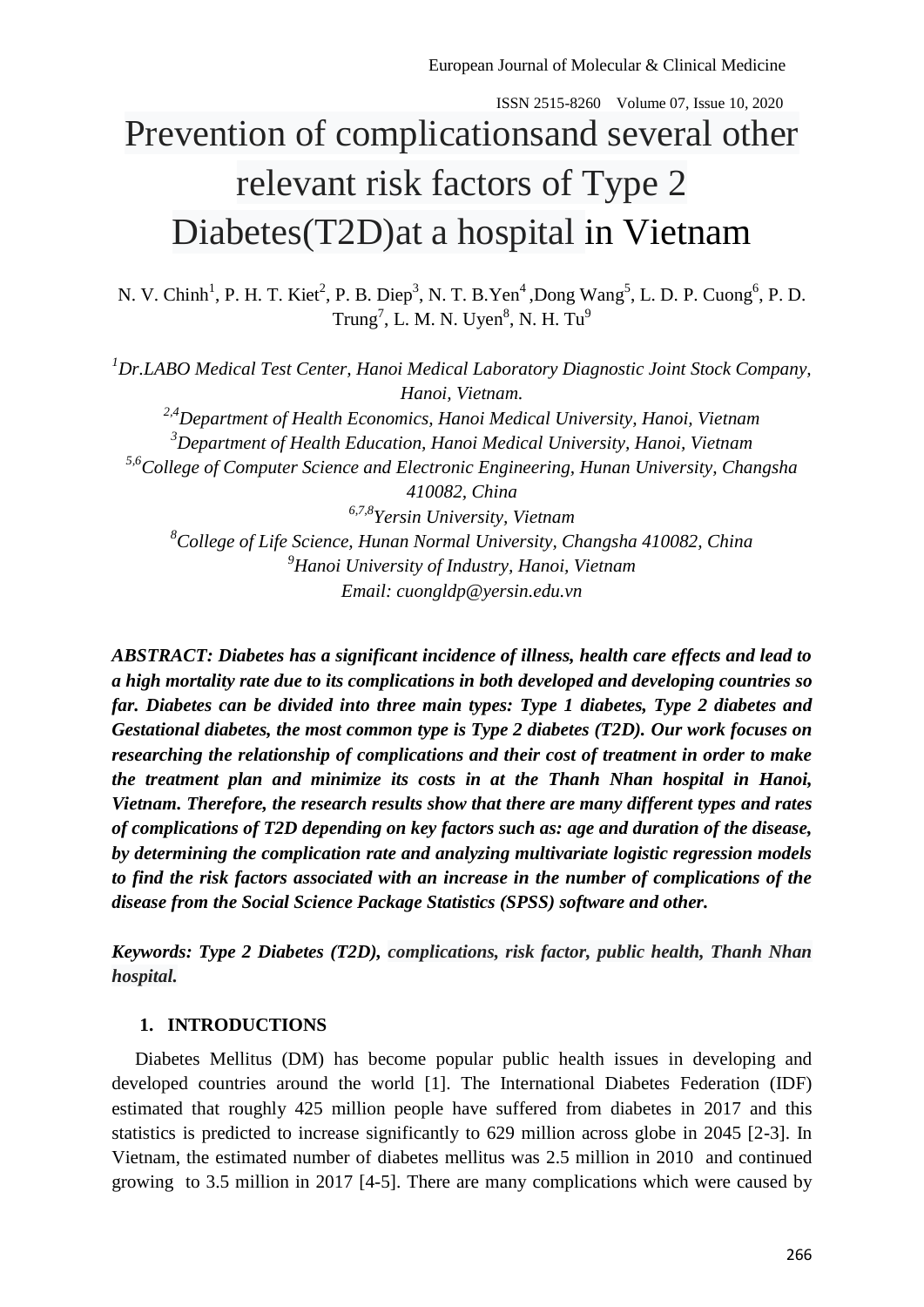# Prevention of complicationsand several other relevant risk factors of Type 2 Diabetes(T2D)at a hospital in Vietnam

N. V. Chinh[1], P. H. T. Kiet[2], P. B. Diep[3], N. T. B.Yen[4] ,Dong Wang[5], L. D. P. Cuong[6], P. D. Trung[7], L. M. N. Uyen[8], N. H. Tu[9]

*[1]Dr.LABO Medical Test Center, Hanoi Medical Laboratory Diagnostic Joint Stock Company, Hanoi, Vietnam.*
*[2,4]Department of Health Economics, Hanoi Medical University, Hanoi, Vietnam*
*[3]Department of Health Education, Hanoi Medical University, Hanoi, Vietnam*
*[5,6]College of Computer Science and Electronic Engineering, Hunan University, Changsha 410082, China*
*[6,7,8]Yersin University, Vietnam*
*[8]College of Life Science, Hunan Normal University, Changsha 410082, China*
*[9]Hanoi University of Industry, Hanoi, Vietnam*
*Email: cuongldp@yersin.edu.vn*

***ABSTRACT: Diabetes has a significant incidence of illness, health care effects and lead to a high mortality rate due to its complications in both developed and developing countries so far. Diabetes can be divided into three main types: Type 1 diabetes, Type 2 diabetes and Gestational diabetes, the most common type is Type 2 diabetes (T2D). Our work focuses on researching the relationship of complications and their cost of treatment in order to make the treatment plan and minimize its costs in at the Thanh Nhan hospital in Hanoi, Vietnam. Therefore, the research results show that there are many different types and rates of complications of T2D depending on key factors such as: age and duration of the disease, by determining the complication rate and analyzing multivariate logistic regression models to find the risk factors associated with an increase in the number of complications of the disease from the Social Science Package Statistics (SPSS) software and other.***

***Keywords: Type 2 Diabetes (T2D), complications, risk factor, public health, Thanh Nhan hospital.***

## 1. INTRODUCTIONS

Diabetes Mellitus (DM) has become popular public health issues in developing and developed countries around the world [1]. The International Diabetes Federation (IDF) estimated that roughly 425 million people have suffered from diabetes in 2017 and this statistics is predicted to increase significantly to 629 million across globe in 2045 [2-3]. In Vietnam, the estimated number of diabetes mellitus was 2.5 million in 2010 and continued growing to 3.5 million in 2017 [4-5]. There are many complications which were caused by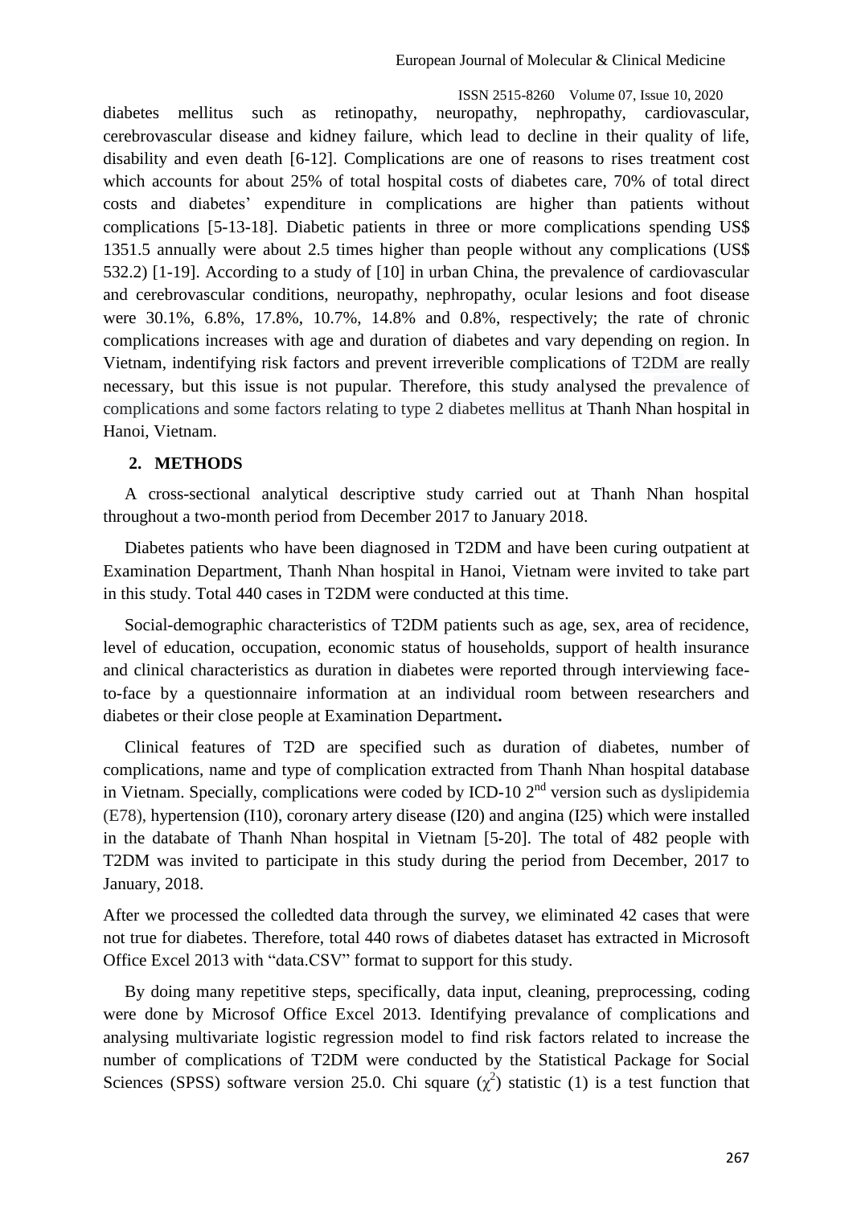diabetes mellitus such as retinopathy, neuropathy, nephropathy, cardiovascular, cerebrovascular disease and kidney failure, which lead to decline in their quality of life, disability and even death [6-12]. Complications are one of reasons to rises treatment cost which accounts for about 25% of total hospital costs of diabetes care, 70% of total direct costs and diabetes' expenditure in complications are higher than patients without complications [5-13-18]. Diabetic patients in three or more complications spending US$ 1351.5 annually were about 2.5 times higher than people without any complications (US$ 532.2) [1-19]. According to a study of [10] in urban China, the prevalence of cardiovascular and cerebrovascular conditions, neuropathy, nephropathy, ocular lesions and foot disease were 30.1%, 6.8%, 17.8%, 10.7%, 14.8% and 0.8%, respectively; the rate of chronic complications increases with age and duration of diabetes and vary depending on region. In Vietnam, indentifying risk factors and prevent irreverible complications of T2DM are really necessary, but this issue is not pupular. Therefore, this study analysed the prevalence of complications and some factors relating to type 2 diabetes mellitus at Thanh Nhan hospital in Hanoi, Vietnam.

## 2. METHODS

A cross-sectional analytical descriptive study carried out at Thanh Nhan hospital throughout a two-month period from December 2017 to January 2018.

Diabetes patients who have been diagnosed in T2DM and have been curing outpatient at Examination Department, Thanh Nhan hospital in Hanoi, Vietnam were invited to take part in this study. Total 440 cases in T2DM were conducted at this time.

Social-demographic characteristics of T2DM patients such as age, sex, area of recidence, level of education, occupation, economic status of households, support of health insurance and clinical characteristics as duration in diabetes were reported through interviewing face-to-face by a questionnaire information at an individual room between researchers and diabetes or their close people at Examination Department**.**

Clinical features of T2D are specified such as duration of diabetes, number of complications, name and type of complication extracted from Thanh Nhan hospital database in Vietnam. Specially, complications were coded by ICD-10 2nd version such as dyslipidemia (E78), hypertension (I10), coronary artery disease (I20) and angina (I25) which were installed in the databate of Thanh Nhan hospital in Vietnam [5-20]. The total of 482 people with T2DM was invited to participate in this study during the period from December, 2017 to January, 2018.

After we processed the colledted data through the survey, we eliminated 42 cases that were not true for diabetes. Therefore, total 440 rows of diabetes dataset has extracted in Microsoft Office Excel 2013 with "data.CSV" format to support for this study.

By doing many repetitive steps, specifically, data input, cleaning, preprocessing, coding were done by Microsof Office Excel 2013. Identifying prevalance of complications and analysing multivariate logistic regression model to find risk factors related to increase the number of complications of T2DM were conducted by the Statistical Package for Social Sciences (SPSS) software version 25.0. Chi square ($\chi^2$) statistic (1) is a test function that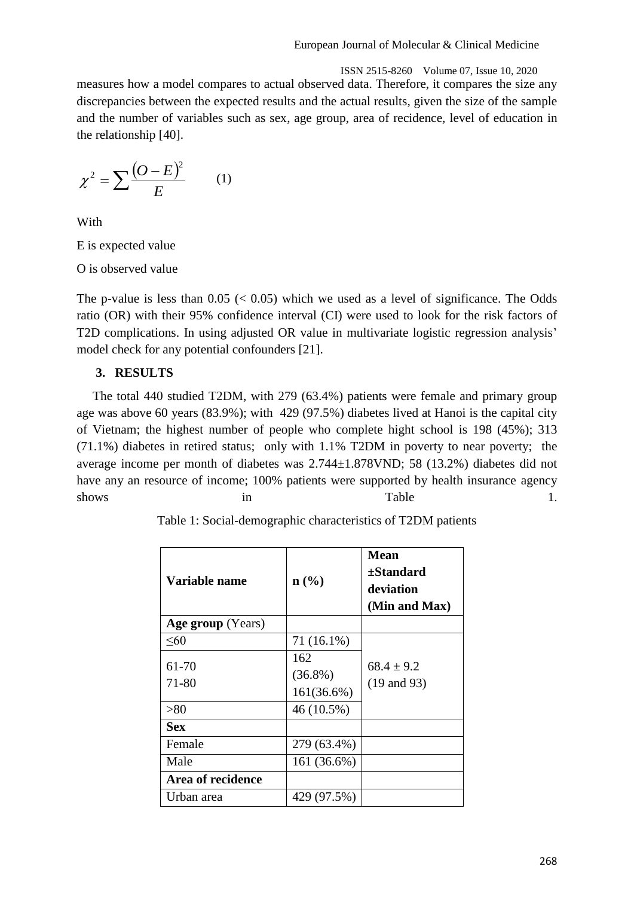measures how a model compares to actual observed data. Therefore, it compares the size any discrepancies between the expected results and the actual results, given the size of the sample and the number of variables such as sex, age group, area of recidence, level of education in the relationship [40].

$$\chi^2 = \sum \frac{(O-E)^2}{E} \qquad (1)$$

With

E is expected value

O is observed value

The p-value is less than 0.05 (< 0.05) which we used as a level of significance. The Odds ratio (OR) with their 95% confidence interval (CI) were used to look for the risk factors of T2D complications. In using adjusted OR value in multivariate logistic regression analysis' model check for any potential confounders [21].

## 3. RESULTS

The total 440 studied T2DM, with 279 (63.4%) patients were female and primary group age was above 60 years (83.9%); with 429 (97.5%) diabetes lived at Hanoi is the capital city of Vietnam; the highest number of people who complete hight school is 198 (45%); 313 (71.1%) diabetes in retired status; only with 1.1% T2DM in poverty to near poverty; the average income per month of diabetes was 2.744±1.878VND; 58 (13.2%) diabetes did not have any an resource of income; 100% patients were supported by health insurance agency shows in Table 1.

Table 1: Social-demographic characteristics of T2DM patients

| Variable name | n (%) | Mean ±Standard deviation (Min and Max) |
|---|---|---|
| **Age group** (Years) | | |
| ≤60 | 71 (16.1%) | |
| 61-70<br>71-80 | 162 (36.8%)<br>161(36.6%) | 68.4 ± 9.2<br>(19 and 93) |
| >80 | 46 (10.5%) | |
| **Sex** | | |
| Female | 279 (63.4%) | |
| Male | 161 (36.6%) | |
| **Area of recidence** | | |
| Urban area | 429 (97.5%) | |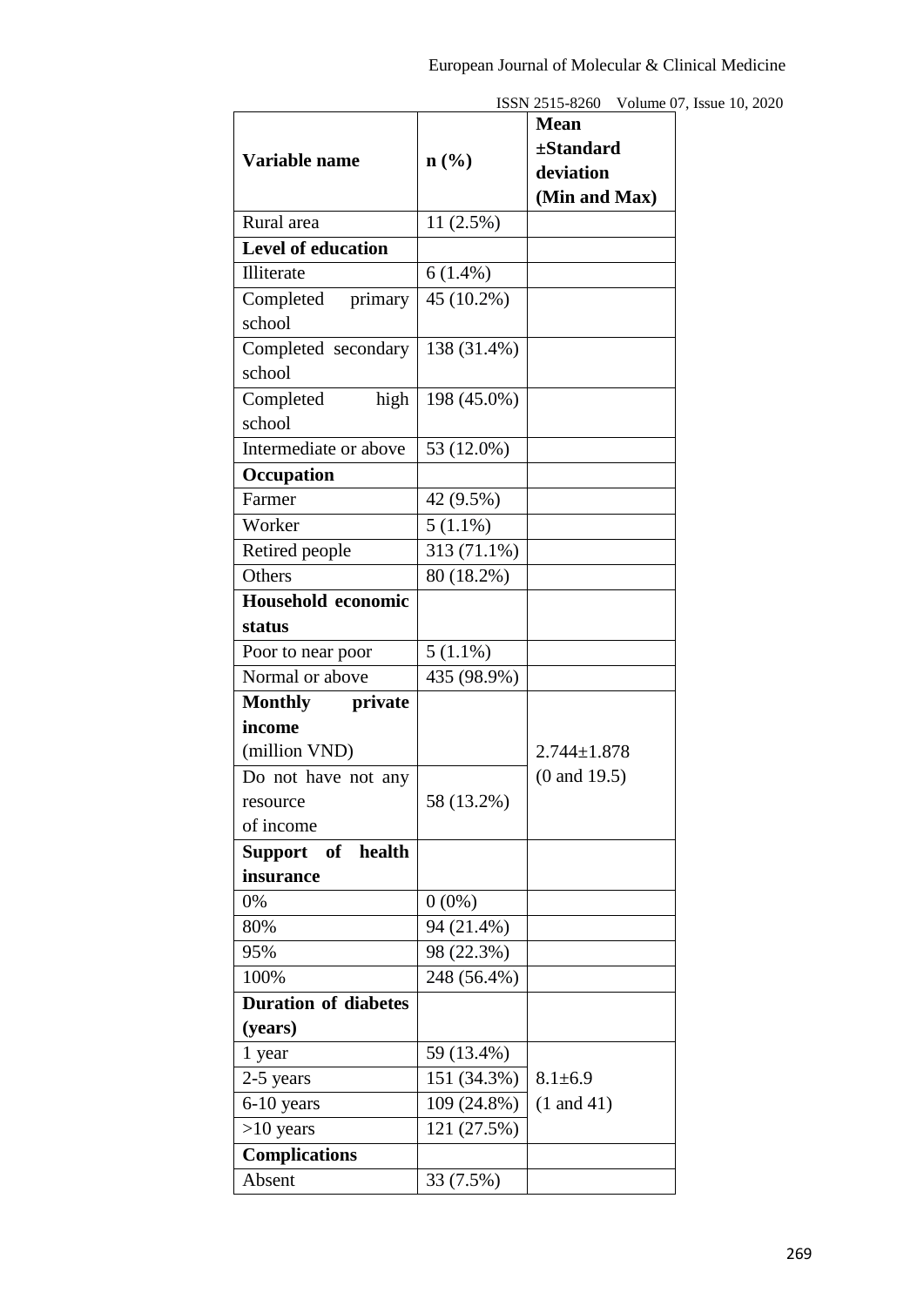| Variable name | n (%) | Mean ±Standard deviation (Min and Max) |
|---|---|---|
| Rural area | 11 (2.5%) | |
| **Level of education** | | |
| Illiterate | 6 (1.4%) | |
| Completed primary school | 45 (10.2%) | |
| Completed secondary school | 138 (31.4%) | |
| Completed high school | 198 (45.0%) | |
| Intermediate or above | 53 (12.0%) | |
| **Occupation** | | |
| Farmer | 42 (9.5%) | |
| Worker | 5 (1.1%) | |
| Retired people | 313 (71.1%) | |
| Others | 80 (18.2%) | |
| **Household economic status** | | |
| Poor to near poor | 5 (1.1%) | |
| Normal or above | 435 (98.9%) | |
| **Monthly private income** (million VND) | | 2.744±1.878 (0 and 19.5) |
| Do not have not any resource of income | 58 (13.2%) | |
| **Support of health insurance** | | |
| 0% | 0 (0%) | |
| 80% | 94 (21.4%) | |
| 95% | 98 (22.3%) | |
| 100% | 248 (56.4%) | |
| **Duration of diabetes (years)** | | |
| 1 year | 59 (13.4%) | 8.1±6.9 (1 and 41) |
| 2-5 years | 151 (34.3%) | |
| 6-10 years | 109 (24.8%) | |
| >10 years | 121 (27.5%) | |
| **Complications** | | |
| Absent | 33 (7.5%) | |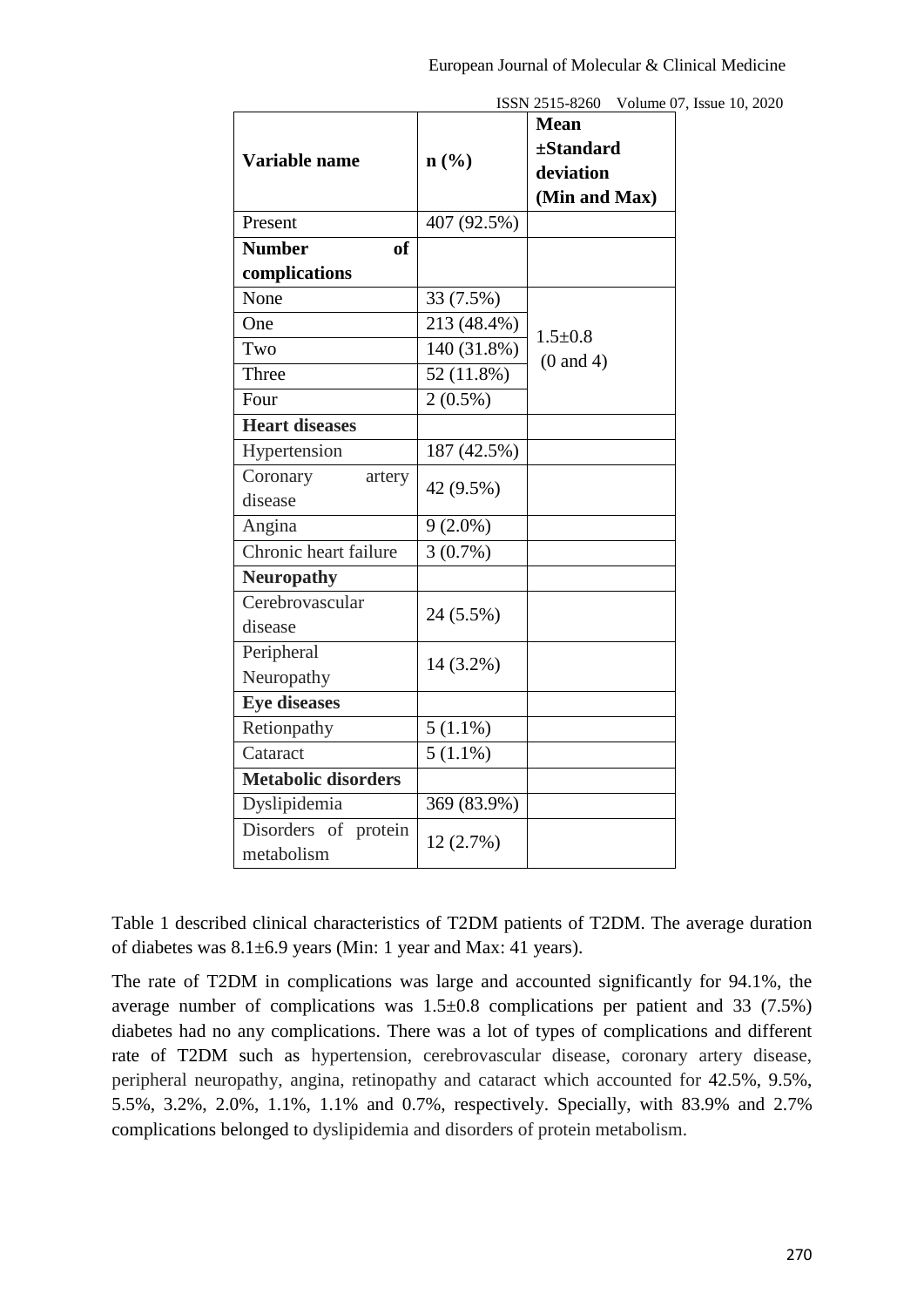| Variable name | n (%) | Mean ±Standard deviation (Min and Max) |
|---|---|---|
| Present | 407 (92.5%) | |
| **Number of complications** | | |
| None | 33 (7.5%) | 1.5±0.8 (0 and 4) |
| One | 213 (48.4%) | |
| Two | 140 (31.8%) | |
| Three | 52 (11.8%) | |
| Four | 2 (0.5%) | |
| **Heart diseases** | | |
| Hypertension | 187 (42.5%) | |
| Coronary artery disease | 42 (9.5%) | |
| Angina | 9 (2.0%) | |
| Chronic heart failure | 3 (0.7%) | |
| **Neuropathy** | | |
| Cerebrovascular disease | 24 (5.5%) | |
| Peripheral Neuropathy | 14 (3.2%) | |
| **Eye diseases** | | |
| Retionpathy | 5 (1.1%) | |
| Cataract | 5 (1.1%) | |
| **Metabolic disorders** | | |
| Dyslipidemia | 369 (83.9%) | |
| Disorders of protein metabolism | 12 (2.7%) | |

Table 1 described clinical characteristics of T2DM patients of T2DM. The average duration of diabetes was 8.1±6.9 years (Min: 1 year and Max: 41 years).

The rate of T2DM in complications was large and accounted significantly for 94.1%, the average number of complications was 1.5±0.8 complications per patient and 33 (7.5%) diabetes had no any complications. There was a lot of types of complications and different rate of T2DM such as hypertension, cerebrovascular disease, coronary artery disease, peripheral neuropathy, angina, retinopathy and cataract which accounted for 42.5%, 9.5%, 5.5%, 3.2%, 2.0%, 1.1%, 1.1% and 0.7%, respectively. Specially, with 83.9% and 2.7% complications belonged to dyslipidemia and disorders of protein metabolism.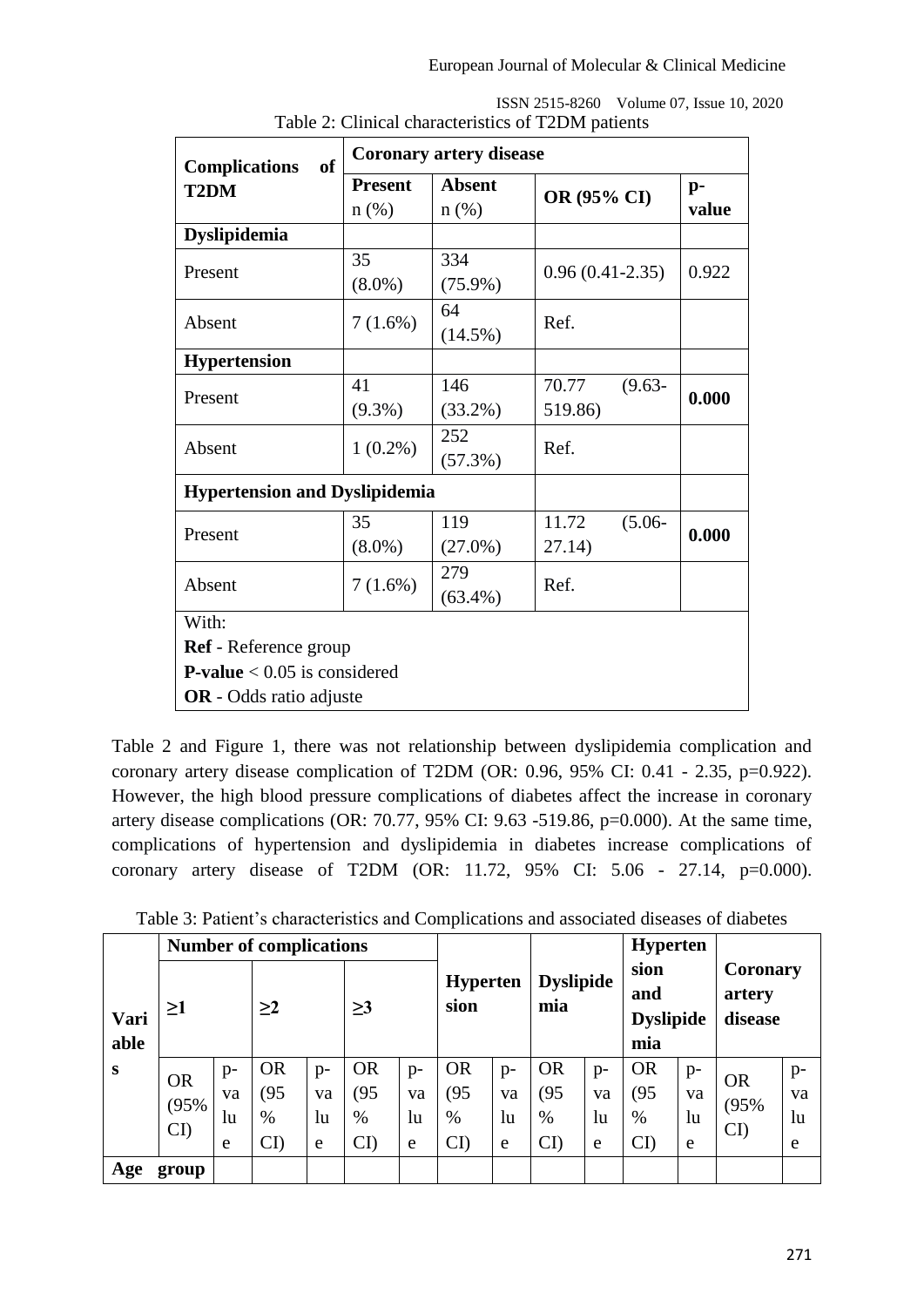Table 2: Clinical characteristics of T2DM patients

| Complications of T2DM | Coronary artery disease | | | |
|---|---|---|---|---|
| | Present n (%) | Absent n (%) | OR (95% CI) | p-value |
| **Dyslipidemia** | | | | |
| Present | 35 (8.0%) | 334 (75.9%) | 0.96 (0.41-2.35) | 0.922 |
| Absent | 7 (1.6%) | 64 (14.5%) | Ref. | |
| **Hypertension** | | | | |
| Present | 41 (9.3%) | 146 (33.2%) | 70.77 (9.63-519.86) | **0.000** |
| Absent | 1 (0.2%) | 252 (57.3%) | Ref. | |
| **Hypertension and Dyslipidemia** | | | | |
| Present | 35 (8.0%) | 119 (27.0%) | 11.72 (5.06-27.14) | **0.000** |
| Absent | 7 (1.6%) | 279 (63.4%) | Ref. | |
| With: **Ref** - Reference group; **P-value** < 0.05 is considered; **OR** - Odds ratio adjuste | | | | |

Table 2 and Figure 1, there was not relationship between dyslipidemia complication and coronary artery disease complication of T2DM (OR: 0.96, 95% CI: 0.41 - 2.35, p=0.922). However, the high blood pressure complications of diabetes affect the increase in coronary artery disease complications (OR: 70.77, 95% CI: 9.63 -519.86, p=0.000). At the same time, complications of hypertension and dyslipidemia in diabetes increase complications of coronary artery disease of T2DM (OR: 11.72, 95% CI: 5.06 - 27.14, p=0.000).

Table 3: Patient's characteristics and Complications and associated diseases of diabetes

| Variables | Number of complications | | | | | | Hypertension | | Dyslipidemia | | Hypertension and Dyslipidemia | | Coronary artery disease | |
|---|---|---|---|---|---|---|---|---|---|---|---|---|---|---|
| | ≥1 | | ≥2 | | ≥3 | | | | | | | | | |
| | OR (95% CI) | p-value | OR (95% CI) | p-value | OR (95% CI) | p-value | OR (95% CI) | p-value | OR (95% CI) | p-value | OR (95% CI) | p-value | OR (95% CI) | p-value |
| **Age group** | | | | | | | | | | | | | | |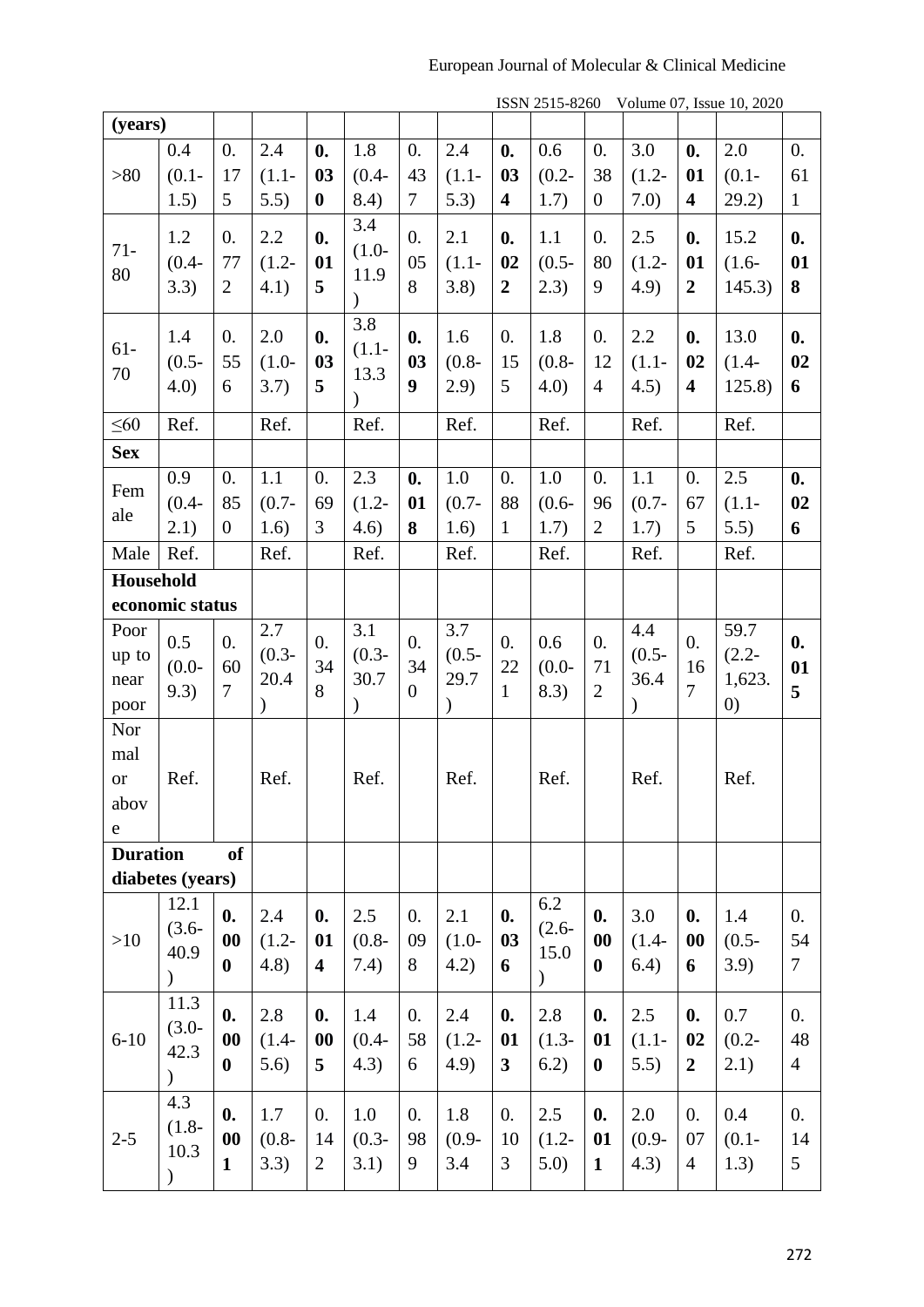| (years) | | | | | | | | | | | | | | |
|---|---|---|---|---|---|---|---|---|---|---|---|---|---|---|
| >80 | 0.4 (0.1-1.5) | 0.175 | 2.4 (1.1-5.5) | **0.030** | 1.8 (0.4-8.4) | 0.437 | 2.4 (1.1-5.3) | **0.034** | 0.6 (0.2-1.7) | 0.380 | 3.0 (1.2-7.0) | **0.014** | 2.0 (0.1-29.2) | 0.611 |
| 71-80 | 1.2 (0.4-3.3) | 0.772 | 2.2 (1.2-4.1) | **0.015** | 3.4 (1.0-11.9) | 0.058 | 2.1 (1.1-3.8) | **0.022** | 1.1 (0.5-2.3) | 0.809 | 2.5 (1.2-4.9) | **0.012** | 15.2 (1.6-145.3) | **0.018** |
| 61-70 | 1.4 (0.5-4.0) | 0.556 | 2.0 (1.0-3.7) | **0.035** | 3.8 (1.1-13.3) | **0.039** | 1.6 (0.8-2.9) | 0.155 | 1.8 (0.8-4.0) | 0.124 | 2.2 (1.1-4.5) | **0.024** | 13.0 (1.4-125.8) | **0.026** |
| ≤60 | Ref. | | Ref. | | Ref. | | Ref. | | Ref. | | Ref. | | Ref. | |
| **Sex** | | | | | | | | | | | | | | |
| Female | 0.9 (0.4-2.1) | 0.850 | 1.1 (0.7-1.6) | 0.693 | 2.3 (1.2-4.6) | **0.018** | 1.0 (0.7-1.6) | 0.881 | 1.0 (0.6-1.7) | 0.962 | 1.1 (0.7-1.7) | 0.675 | 2.5 (1.1-5.5) | **0.026** |
| Male | Ref. | | Ref. | | Ref. | | Ref. | | Ref. | | Ref. | | Ref. | |
| **Household economic status** | | | | | | | | | | | | | | |
| Poor up to near poor | 0.5 (0.0-9.3) | 0.607 | 2.7 (0.3-20.4) | 0.348 | 3.1 (0.3-30.7) | 0.340 | 3.7 (0.5-29.7) | 0.221 | 0.6 (0.0-8.3) | 0.712 | 4.4 (0.5-36.4) | 0.167 | 59.7 (2.2-1,623.0) | **0.015** |
| Normal or above | Ref. | | Ref. | | Ref. | | Ref. | | Ref. | | Ref. | | Ref. | |
| **Duration of diabetes (years)** | | | | | | | | | | | | | | |
| >10 | 12.1 (3.6-40.9) | **0.000** | 2.4 (1.2-4.8) | **0.014** | 2.5 (0.8-7.4) | 0.098 | 2.1 (1.0-4.2) | **0.036** | 6.2 (2.6-15.0) | **0.000** | 3.0 (1.4-6.4) | **0.006** | 1.4 (0.5-3.9) | 0.547 |
| 6-10 | 11.3 (3.0-42.3) | **0.000** | 2.8 (1.4-5.6) | **0.005** | 1.4 (0.4-4.3) | 0.586 | 2.4 (1.2-4.9) | **0.013** | 2.8 (1.3-6.2) | **0.010** | 2.5 (1.1-5.5) | **0.022** | 0.7 (0.2-2.1) | 0.484 |
| 2-5 | 4.3 (1.8-10.3) | **0.001** | 1.7 (0.8-3.3) | 0.142 | 1.0 (0.3-3.1) | 0.989 | 1.8 (0.9-3.4 | 0.103 | 2.5 (1.2-5.0) | **0.011** | 2.0 (0.9-4.3) | 0.074 | 0.4 (0.1-1.3) | 0.145 |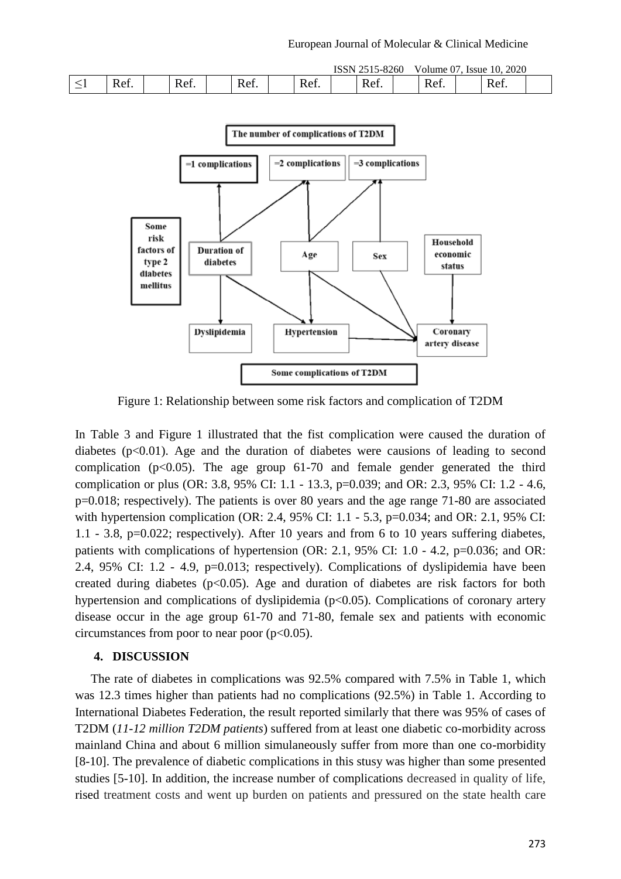| ≤1 | Ref. | | Ref. | | Ref. | | Ref. | | Ref. | | Ref. | | Ref. | |
|---|---|---|---|---|---|---|---|---|---|---|---|---|---|---|

Figure 1: Relationship between some risk factors and complication of T2DM

In Table 3 and Figure 1 illustrated that the fist complication were caused the duration of diabetes ($p<0.01$). Age and the duration of diabetes were causions of leading to second complication ($p<0.05$). The age group 61-70 and female gender generated the third complication or plus (OR: 3.8, 95% CI: 1.1 - 13.3, p=0.039; and OR: 2.3, 95% CI: 1.2 - 4.6, p=0.018; respectively). The patients is over 80 years and the age range 71-80 are associated with hypertension complication (OR: 2.4, 95% CI: 1.1 - 5.3, p=0.034; and OR: 2.1, 95% CI: 1.1 - 3.8, p=0.022; respectively). After 10 years and from 6 to 10 years suffering diabetes, patients with complications of hypertension (OR: 2.1, 95% CI: 1.0 - 4.2, p=0.036; and OR: 2.4, 95% CI: 1.2 - 4.9, p=0.013; respectively). Complications of dyslipidemia have been created during diabetes ($p<0.05$). Age and duration of diabetes are risk factors for both hypertension and complications of dyslipidemia ($p<0.05$). Complications of coronary artery disease occur in the age group 61-70 and 71-80, female sex and patients with economic circumstances from poor to near poor ($p<0.05$).

## 4. DISCUSSION

The rate of diabetes in complications was 92.5% compared with 7.5% in Table 1, which was 12.3 times higher than patients had no complications (92.5%) in Table 1. According to International Diabetes Federation, the result reported similarly that there was 95% of cases of T2DM (*11-12 million T2DM patients*) suffered from at least one diabetic co-morbidity across mainland China and about 6 million simulaneously suffer from more than one co-morbidity [8-10]. The prevalence of diabetic complications in this stusy was higher than some presented studies [5-10]. In addition, the increase number of complications decreased in quality of life, rised treatment costs and went up burden on patients and pressured on the state health care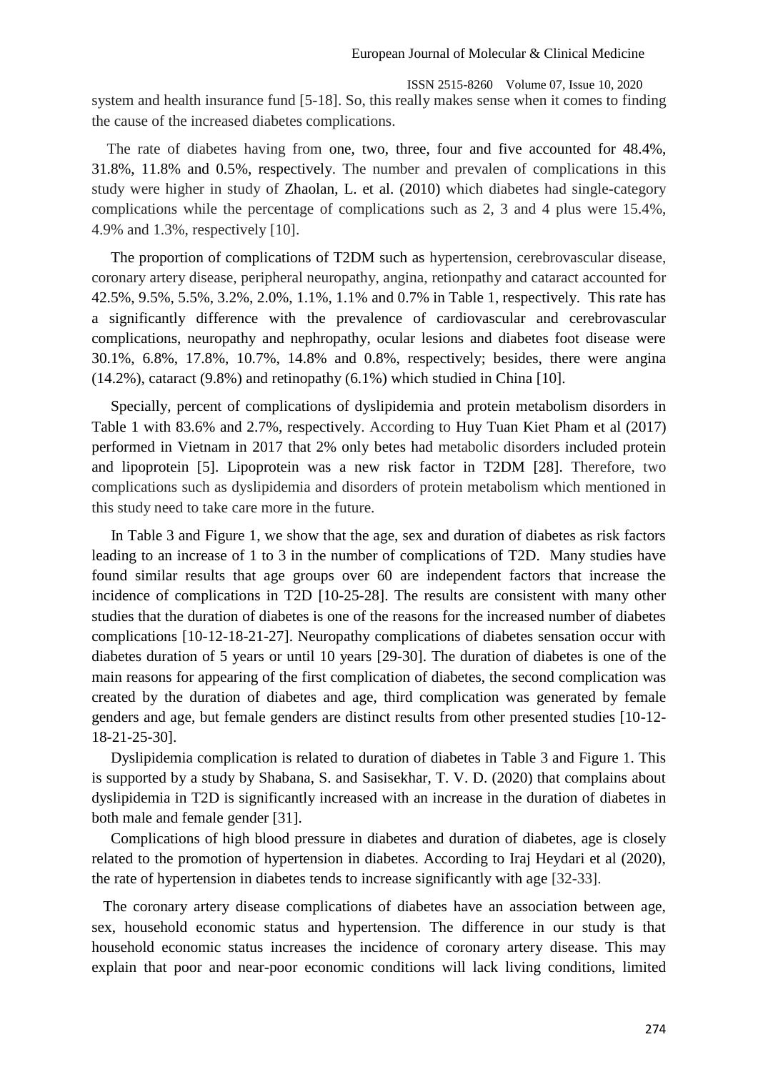system and health insurance fund [5-18]. So, this really makes sense when it comes to finding the cause of the increased diabetes complications.

The rate of diabetes having from one, two, three, four and five accounted for 48.4%, 31.8%, 11.8% and 0.5%, respectively. The number and prevalen of complications in this study were higher in study of Zhaolan, L. et al. (2010) which diabetes had single-category complications while the percentage of complications such as 2, 3 and 4 plus were 15.4%, 4.9% and 1.3%, respectively [10].

The proportion of complications of T2DM such as hypertension, cerebrovascular disease, coronary artery disease, peripheral neuropathy, angina, retionpathy and cataract accounted for 42.5%, 9.5%, 5.5%, 3.2%, 2.0%, 1.1%, 1.1% and 0.7% in Table 1, respectively. This rate has a significantly difference with the prevalence of cardiovascular and cerebrovascular complications, neuropathy and nephropathy, ocular lesions and diabetes foot disease were 30.1%, 6.8%, 17.8%, 10.7%, 14.8% and 0.8%, respectively; besides, there were angina (14.2%), cataract (9.8%) and retinopathy (6.1%) which studied in China [10].

Specially, percent of complications of dyslipidemia and protein metabolism disorders in Table 1 with 83.6% and 2.7%, respectively. According to Huy Tuan Kiet Pham et al (2017) performed in Vietnam in 2017 that 2% only betes had metabolic disorders included protein and lipoprotein [5]. Lipoprotein was a new risk factor in T2DM [28]. Therefore, two complications such as dyslipidemia and disorders of protein metabolism which mentioned in this study need to take care more in the future.

In Table 3 and Figure 1, we show that the age, sex and duration of diabetes as risk factors leading to an increase of 1 to 3 in the number of complications of T2D. Many studies have found similar results that age groups over 60 are independent factors that increase the incidence of complications in T2D [10-25-28]. The results are consistent with many other studies that the duration of diabetes is one of the reasons for the increased number of diabetes complications [10-12-18-21-27]. Neuropathy complications of diabetes sensation occur with diabetes duration of 5 years or until 10 years [29-30]. The duration of diabetes is one of the main reasons for appearing of the first complication of diabetes, the second complication was created by the duration of diabetes and age, third complication was generated by female genders and age, but female genders are distinct results from other presented studies [10-12-18-21-25-30].

Dyslipidemia complication is related to duration of diabetes in Table 3 and Figure 1. This is supported by a study by Shabana, S. and Sasisekhar, T. V. D. (2020) that complains about dyslipidemia in T2D is significantly increased with an increase in the duration of diabetes in both male and female gender [31].

Complications of high blood pressure in diabetes and duration of diabetes, age is closely related to the promotion of hypertension in diabetes. According to Iraj Heydari et al (2020), the rate of hypertension in diabetes tends to increase significantly with age [32-33].

The coronary artery disease complications of diabetes have an association between age, sex, household economic status and hypertension. The difference in our study is that household economic status increases the incidence of coronary artery disease. This may explain that poor and near-poor economic conditions will lack living conditions, limited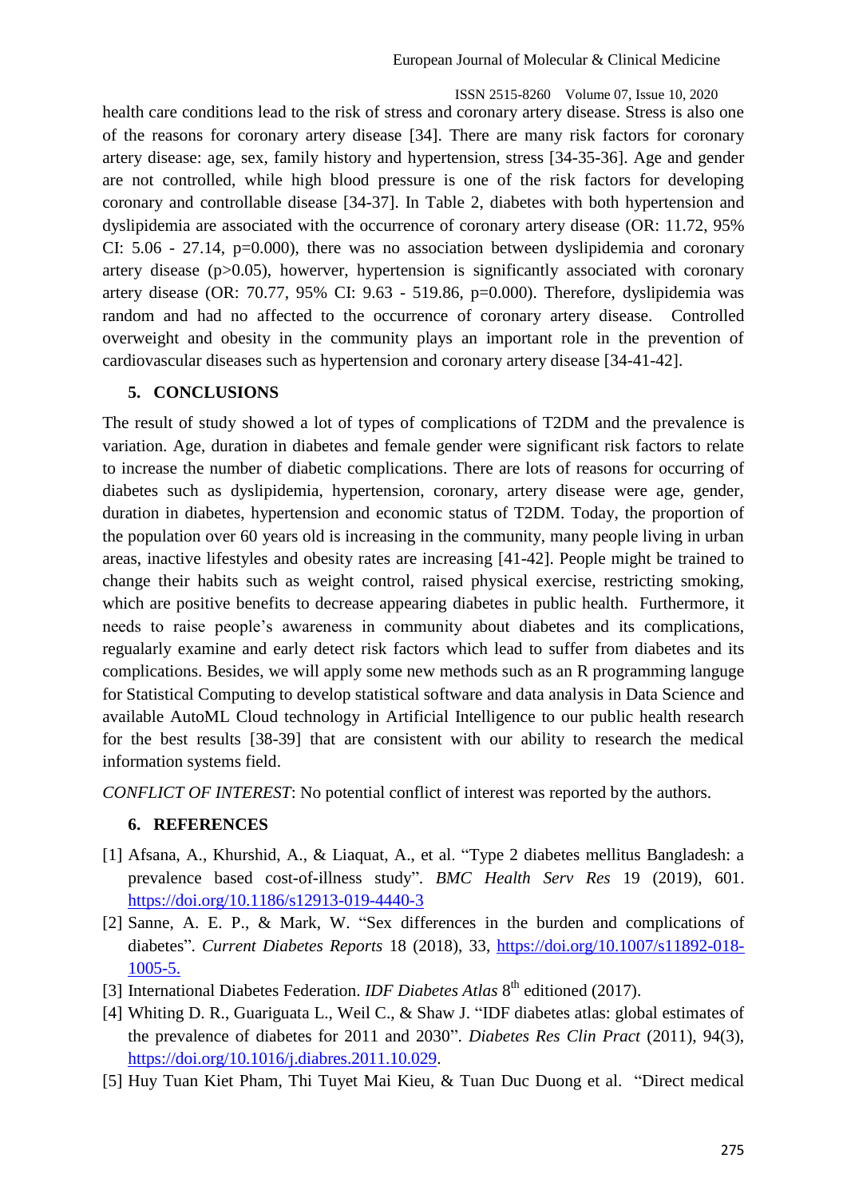health care conditions lead to the risk of stress and coronary artery disease. Stress is also one of the reasons for coronary artery disease [34]. There are many risk factors for coronary artery disease: age, sex, family history and hypertension, stress [34-35-36]. Age and gender are not controlled, while high blood pressure is one of the risk factors for developing coronary and controllable disease [34-37]. In Table 2, diabetes with both hypertension and dyslipidemia are associated with the occurrence of coronary artery disease (OR: 11.72, 95% CI: 5.06 - 27.14, p=0.000), there was no association between dyslipidemia and coronary artery disease (p>0.05), howerver, hypertension is significantly associated with coronary artery disease (OR: 70.77, 95% CI: 9.63 - 519.86, p=0.000). Therefore, dyslipidemia was random and had no affected to the occurrence of coronary artery disease. Controlled overweight and obesity in the community plays an important role in the prevention of cardiovascular diseases such as hypertension and coronary artery disease [34-41-42].

## 5. CONCLUSIONS

The result of study showed a lot of types of complications of T2DM and the prevalence is variation. Age, duration in diabetes and female gender were significant risk factors to relate to increase the number of diabetic complications. There are lots of reasons for occurring of diabetes such as dyslipidemia, hypertension, coronary, artery disease were age, gender, duration in diabetes, hypertension and economic status of T2DM. Today, the proportion of the population over 60 years old is increasing in the community, many people living in urban areas, inactive lifestyles and obesity rates are increasing [41-42]. People might be trained to change their habits such as weight control, raised physical exercise, restricting smoking, which are positive benefits to decrease appearing diabetes in public health. Furthermore, it needs to raise people's awareness in community about diabetes and its complications, regualarly examine and early detect risk factors which lead to suffer from diabetes and its complications. Besides, we will apply some new methods such as an R programming languge for Statistical Computing to develop statistical software and data analysis in Data Science and available AutoML Cloud technology in Artificial Intelligence to our public health research for the best results [38-39] that are consistent with our ability to research the medical information systems field.

*CONFLICT OF INTEREST*: No potential conflict of interest was reported by the authors.

## 6. REFERENCES

[1] Afsana, A., Khurshid, A., & Liaquat, A., et al. "Type 2 diabetes mellitus Bangladesh: a prevalence based cost-of-illness study". *BMC Health Serv Res* 19 (2019), 601. https://doi.org/10.1186/s12913-019-4440-3

[2] Sanne, A. E. P., & Mark, W. "Sex differences in the burden and complications of diabetes". *Current Diabetes Reports* 18 (2018), 33, https://doi.org/10.1007/s11892-018-1005-5.

[3] International Diabetes Federation. *IDF Diabetes Atlas* 8th editioned (2017).

[4] Whiting D. R., Guariguata L., Weil C., & Shaw J. "IDF diabetes atlas: global estimates of the prevalence of diabetes for 2011 and 2030". *Diabetes Res Clin Pract* (2011), 94(3), https://doi.org/10.1016/j.diabres.2011.10.029.

[5] Huy Tuan Kiet Pham, Thi Tuyet Mai Kieu, & Tuan Duc Duong et al. "Direct medical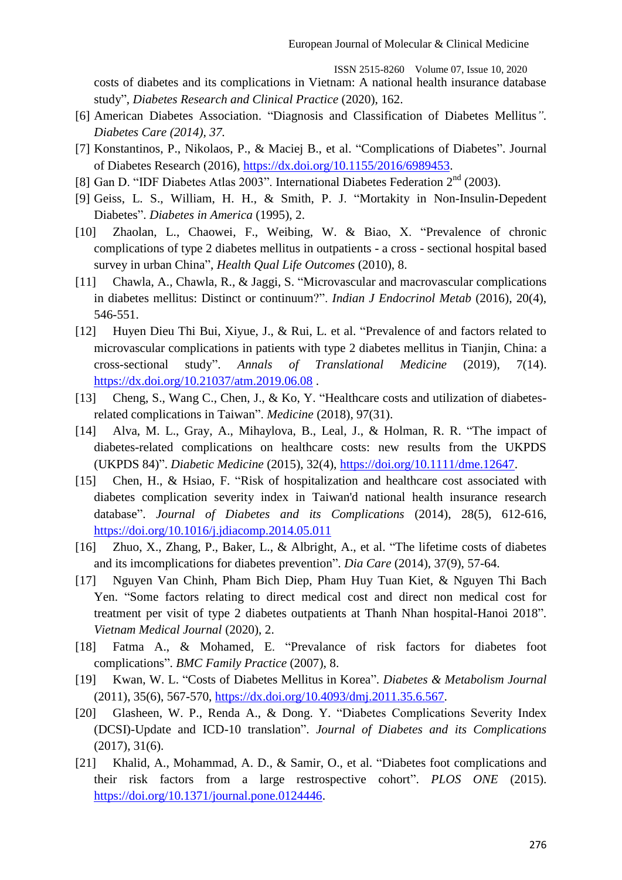costs of diabetes and its complications in Vietnam: A national health insurance database study", *Diabetes Research and Clinical Practice* (2020), 162.

[6] American Diabetes Association. "Diagnosis and Classification of Diabetes Mellitus". *Diabetes Care (2014), 37.*

[7] Konstantinos, P., Nikolaos, P., & Maciej B., et al. "Complications of Diabetes". Journal of Diabetes Research (2016), https://dx.doi.org/10.1155/2016/6989453.

[8] Gan D. "IDF Diabetes Atlas 2003". International Diabetes Federation 2nd (2003).

[9] Geiss, L. S., William, H. H., & Smith, P. J. "Mortakity in Non-Insulin-Depedent Diabetes". *Diabetes in America* (1995), 2.

[10] Zhaolan, L., Chaowei, F., Weibing, W. & Biao, X. "Prevalence of chronic complications of type 2 diabetes mellitus in outpatients - a cross - sectional hospital based survey in urban China", *Health Qual Life Outcomes* (2010), 8.

[11] Chawla, A., Chawla, R., & Jaggi, S. "Microvascular and macrovascular complications in diabetes mellitus: Distinct or continuum?". *Indian J Endocrinol Metab* (2016), 20(4), 546-551.

[12] Huyen Dieu Thi Bui, Xiyue, J., & Rui, L. et al. "Prevalence of and factors related to microvascular complications in patients with type 2 diabetes mellitus in Tianjin, China: a cross-sectional study". *Annals of Translational Medicine* (2019), 7(14). https://dx.doi.org/10.21037/atm.2019.06.08 .

[13] Cheng, S., Wang C., Chen, J., & Ko, Y. "Healthcare costs and utilization of diabetes-related complications in Taiwan". *Medicine* (2018), 97(31).

[14] Alva, M. L., Gray, A., Mihaylova, B., Leal, J., & Holman, R. R. "The impact of diabetes-related complications on healthcare costs: new results from the UKPDS (UKPDS 84)". *Diabetic Medicine* (2015), 32(4), https://doi.org/10.1111/dme.12647.

[15] Chen, H., & Hsiao, F. "Risk of hospitalization and healthcare cost associated with diabetes complication severity index in Taiwan'd national health insurance research database". *Journal of Diabetes and its Complications* (2014), 28(5), 612-616, https://doi.org/10.1016/j.jdiacomp.2014.05.011

[16] Zhuo, X., Zhang, P., Baker, L., & Albright, A., et al. "The lifetime costs of diabetes and its imcomplications for diabetes prevention". *Dia Care* (2014), 37(9), 57-64.

[17] Nguyen Van Chinh, Pham Bich Diep, Pham Huy Tuan Kiet, & Nguyen Thi Bach Yen. "Some factors relating to direct medical cost and direct non medical cost for treatment per visit of type 2 diabetes outpatients at Thanh Nhan hospital-Hanoi 2018". *Vietnam Medical Journal* (2020), 2.

[18] Fatma A., & Mohamed, E. "Prevalance of risk factors for diabetes foot complications". *BMC Family Practice* (2007), 8.

[19] Kwan, W. L. "Costs of Diabetes Mellitus in Korea". *Diabetes & Metabolism Journal* (2011), 35(6), 567-570, https://dx.doi.org/10.4093/dmj.2011.35.6.567.

[20] Glasheen, W. P., Renda A., & Dong. Y. "Diabetes Complications Severity Index (DCSI)-Update and ICD-10 translation". *Journal of Diabetes and its Complications* (2017), 31(6).

[21] Khalid, A., Mohammad, A. D., & Samir, O., et al. "Diabetes foot complications and their risk factors from a large restrospective cohort". *PLOS ONE* (2015). https://doi.org/10.1371/journal.pone.0124446.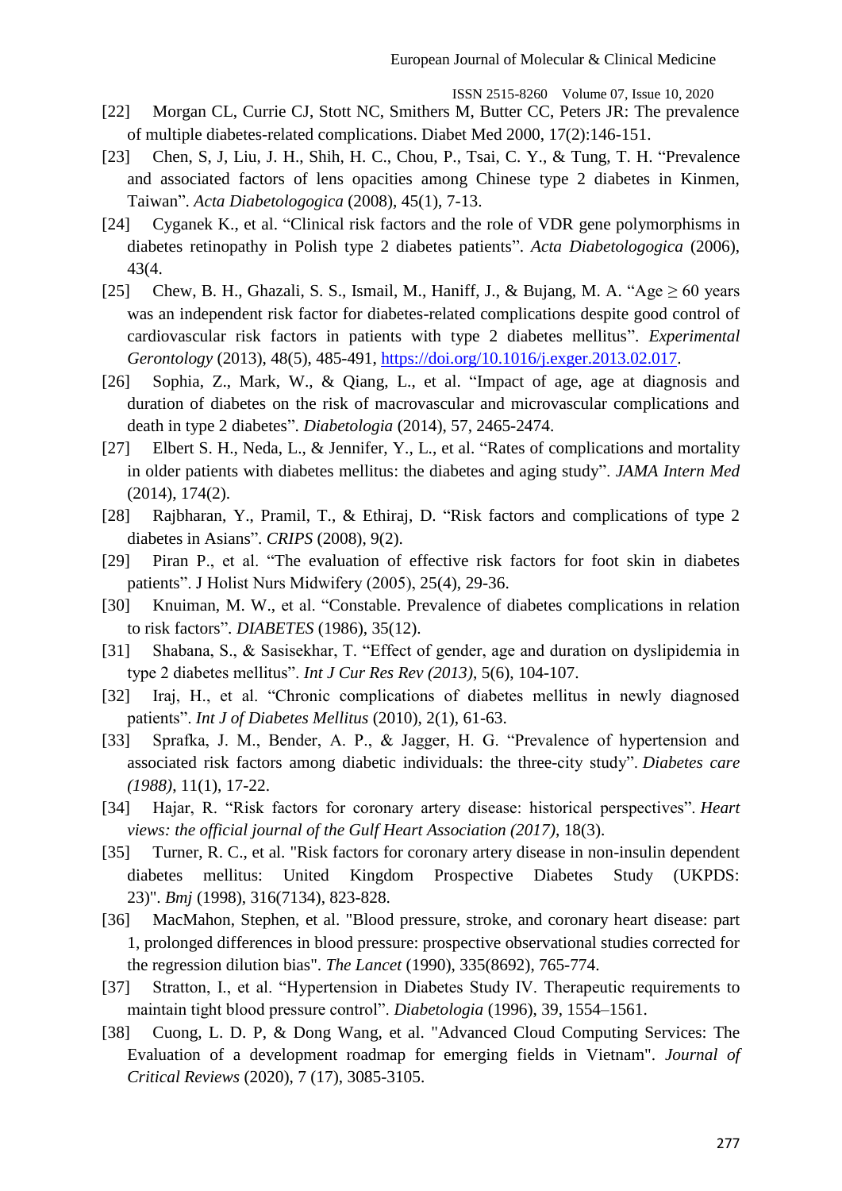[22] Morgan CL, Currie CJ, Stott NC, Smithers M, Butter CC, Peters JR: The prevalence of multiple diabetes-related complications. Diabet Med 2000, 17(2):146-151.

[23] Chen, S, J, Liu, J. H., Shih, H. C., Chou, P., Tsai, C. Y., & Tung, T. H. "Prevalence and associated factors of lens opacities among Chinese type 2 diabetes in Kinmen, Taiwan". *Acta Diabetologogica* (2008), 45(1), 7-13.

[24] Cyganek K., et al. "Clinical risk factors and the role of VDR gene polymorphisms in diabetes retinopathy in Polish type 2 diabetes patients". *Acta Diabetologogica* (2006), 43(4.

[25] Chew, B. H., Ghazali, S. S., Ismail, M., Haniff, J., & Bujang, M. A. "Age ≥ 60 years was an independent risk factor for diabetes-related complications despite good control of cardiovascular risk factors in patients with type 2 diabetes mellitus". *Experimental Gerontology* (2013), 48(5), 485-491, https://doi.org/10.1016/j.exger.2013.02.017.

[26] Sophia, Z., Mark, W., & Qiang, L., et al. "Impact of age, age at diagnosis and duration of diabetes on the risk of macrovascular and microvascular complications and death in type 2 diabetes". *Diabetologia* (2014), 57, 2465-2474.

[27] Elbert S. H., Neda, L., & Jennifer, Y., L., et al. "Rates of complications and mortality in older patients with diabetes mellitus: the diabetes and aging study". *JAMA Intern Med* (2014), 174(2).

[28] Rajbharan, Y., Pramil, T., & Ethiraj, D. "Risk factors and complications of type 2 diabetes in Asians". *CRIPS* (2008), 9(2).

[29] Piran P., et al. "The evaluation of effective risk factors for foot skin in diabetes patients". J Holist Nurs Midwifery (2005), 25(4), 29-36.

[30] Knuiman, M. W., et al. "Constable. Prevalence of diabetes complications in relation to risk factors". *DIABETES* (1986), 35(12).

[31] Shabana, S., & Sasisekhar, T. "Effect of gender, age and duration on dyslipidemia in type 2 diabetes mellitus". *Int J Cur Res Rev (2013)*, 5(6), 104-107.

[32] Iraj, H., et al. "Chronic complications of diabetes mellitus in newly diagnosed patients". *Int J of Diabetes Mellitus* (2010), 2(1), 61-63.

[33] Sprafka, J. M., Bender, A. P., & Jagger, H. G. "Prevalence of hypertension and associated risk factors among diabetic individuals: the three-city study". *Diabetes care (1988)*, 11(1), 17-22.

[34] Hajar, R. "Risk factors for coronary artery disease: historical perspectives". *Heart views: the official journal of the Gulf Heart Association (2017)*, 18(3).

[35] Turner, R. C., et al. "Risk factors for coronary artery disease in non-insulin dependent diabetes mellitus: United Kingdom Prospective Diabetes Study (UKPDS: 23)". *Bmj* (1998), 316(7134), 823-828.

[36] MacMahon, Stephen, et al. "Blood pressure, stroke, and coronary heart disease: part 1, prolonged differences in blood pressure: prospective observational studies corrected for the regression dilution bias". *The Lancet* (1990), 335(8692), 765-774.

[37] Stratton, I., et al. "Hypertension in Diabetes Study IV. Therapeutic requirements to maintain tight blood pressure control". *Diabetologia* (1996), 39, 1554–1561.

[38] Cuong, L. D. P, & Dong Wang, et al. "Advanced Cloud Computing Services: The Evaluation of a development roadmap for emerging fields in Vietnam". *Journal of Critical Reviews* (2020), 7 (17), 3085-3105.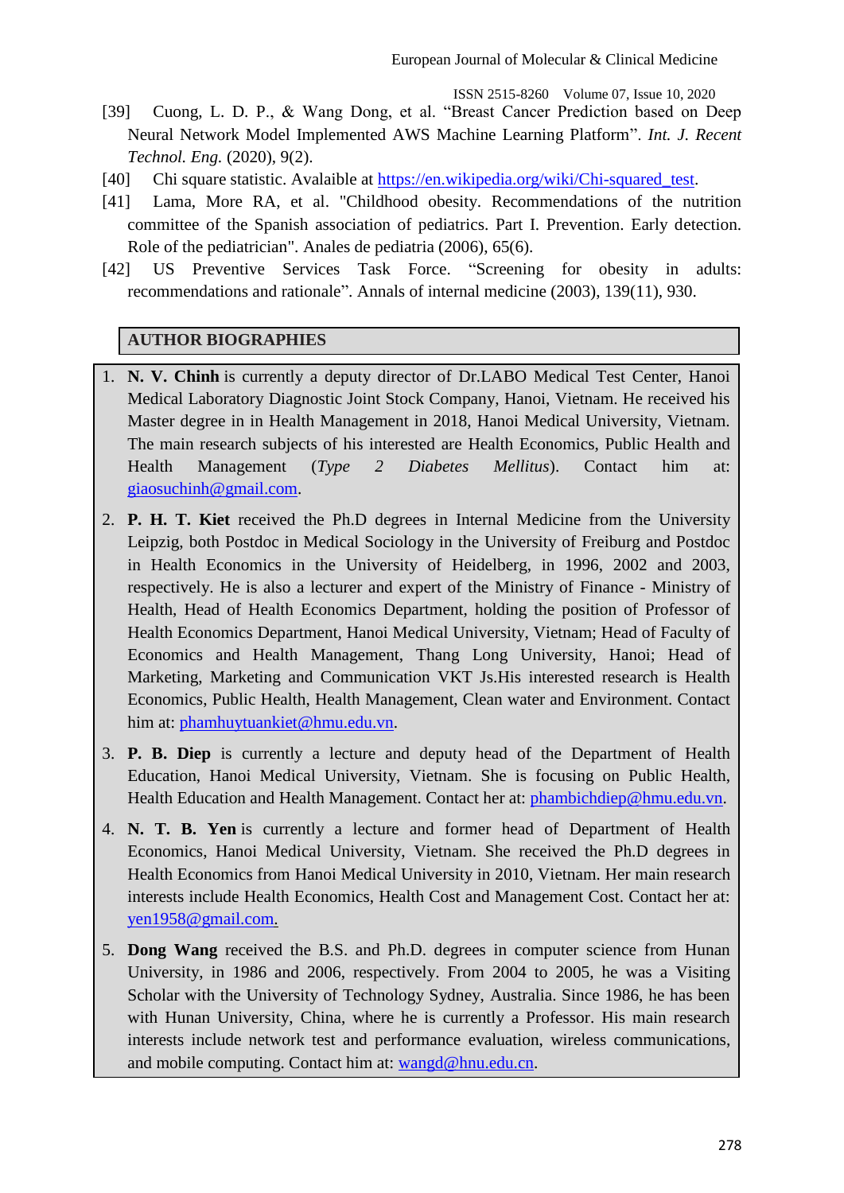[39] Cuong, L. D. P., & Wang Dong, et al. “Breast Cancer Prediction based on Deep Neural Network Model Implemented AWS Machine Learning Platform”. *Int. J. Recent Technol. Eng.* (2020), 9(2).

[40] Chi square statistic. Avalaible at https://en.wikipedia.org/wiki/Chi-squared_test.

[41] Lama, More RA, et al. "Childhood obesity. Recommendations of the nutrition committee of the Spanish association of pediatrics. Part I. Prevention. Early detection. Role of the pediatrician". Anales de pediatria (2006), 65(6).

[42] US Preventive Services Task Force. “Screening for obesity in adults: recommendations and rationale”. Annals of internal medicine (2003), 139(11), 930.

## AUTHOR BIOGRAPHIES

1. **N. V. Chinh** is currently a deputy director of Dr.LABO Medical Test Center, Hanoi Medical Laboratory Diagnostic Joint Stock Company, Hanoi, Vietnam. He received his Master degree in in Health Management in 2018, Hanoi Medical University, Vietnam. The main research subjects of his interested are Health Economics, Public Health and Health Management (*Type 2 Diabetes Mellitus*). Contact him at: giaosuchinh@gmail.com.

2. **P. H. T. Kiet** received the Ph.D degrees in Internal Medicine from the University Leipzig, both Postdoc in Medical Sociology in the University of Freiburg and Postdoc in Health Economics in the University of Heidelberg, in 1996, 2002 and 2003, respectively. He is also a lecturer and expert of the Ministry of Finance - Ministry of Health, Head of Health Economics Department, holding the position of Professor of Health Economics Department, Hanoi Medical University, Vietnam; Head of Faculty of Economics and Health Management, Thang Long University, Hanoi; Head of Marketing, Marketing and Communication VKT Js.His interested research is Health Economics, Public Health, Health Management, Clean water and Environment. Contact him at: phamhuytuankiet@hmu.edu.vn.

3. **P. B. Diep** is currently a lecture and deputy head of the Department of Health Education, Hanoi Medical University, Vietnam. She is focusing on Public Health, Health Education and Health Management. Contact her at: phambichdiep@hmu.edu.vn.

4. **N. T. B. Yen** is currently a lecture and former head of Department of Health Economics, Hanoi Medical University, Vietnam. She received the Ph.D degrees in Health Economics from Hanoi Medical University in 2010, Vietnam. Her main research interests include Health Economics, Health Cost and Management Cost. Contact her at: yen1958@gmail.com.

5. **Dong Wang** received the B.S. and Ph.D. degrees in computer science from Hunan University, in 1986 and 2006, respectively. From 2004 to 2005, he was a Visiting Scholar with the University of Technology Sydney, Australia. Since 1986, he has been with Hunan University, China, where he is currently a Professor. His main research interests include network test and performance evaluation, wireless communications, and mobile computing. Contact him at: wangd@hnu.edu.cn.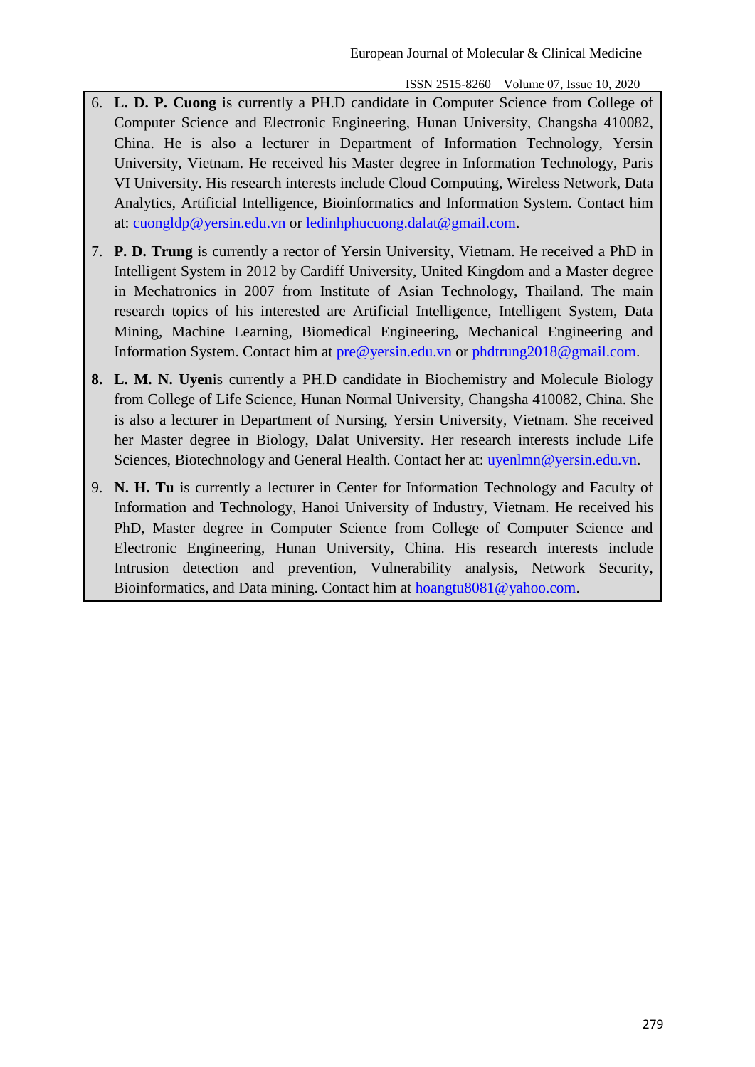6. **L. D. P. Cuong** is currently a PH.D candidate in Computer Science from College of Computer Science and Electronic Engineering, Hunan University, Changsha 410082, China. He is also a lecturer in Department of Information Technology, Yersin University, Vietnam. He received his Master degree in Information Technology, Paris VI University. His research interests include Cloud Computing, Wireless Network, Data Analytics, Artificial Intelligence, Bioinformatics and Information System. Contact him at: cuongldp@yersin.edu.vn or ledinhphucuong.dalat@gmail.com.

7. **P. D. Trung** is currently a rector of Yersin University, Vietnam. He received a PhD in Intelligent System in 2012 by Cardiff University, United Kingdom and a Master degree in Mechatronics in 2007 from Institute of Asian Technology, Thailand. The main research topics of his interested are Artificial Intelligence, Intelligent System, Data Mining, Machine Learning, Biomedical Engineering, Mechanical Engineering and Information System. Contact him at pre@yersin.edu.vn or phdtrung2018@gmail.com.

8. **L. M. N. Uyen**is currently a PH.D candidate in Biochemistry and Molecule Biology from College of Life Science, Hunan Normal University, Changsha 410082, China. She is also a lecturer in Department of Nursing, Yersin University, Vietnam. She received her Master degree in Biology, Dalat University. Her research interests include Life Sciences, Biotechnology and General Health. Contact her at: uyenlmn@yersin.edu.vn.

9. **N. H. Tu** is currently a lecturer in Center for Information Technology and Faculty of Information and Technology, Hanoi University of Industry, Vietnam. He received his PhD, Master degree in Computer Science from College of Computer Science and Electronic Engineering, Hunan University, China. His research interests include Intrusion detection and prevention, Vulnerability analysis, Network Security, Bioinformatics, and Data mining. Contact him at hoangtu8081@yahoo.com.